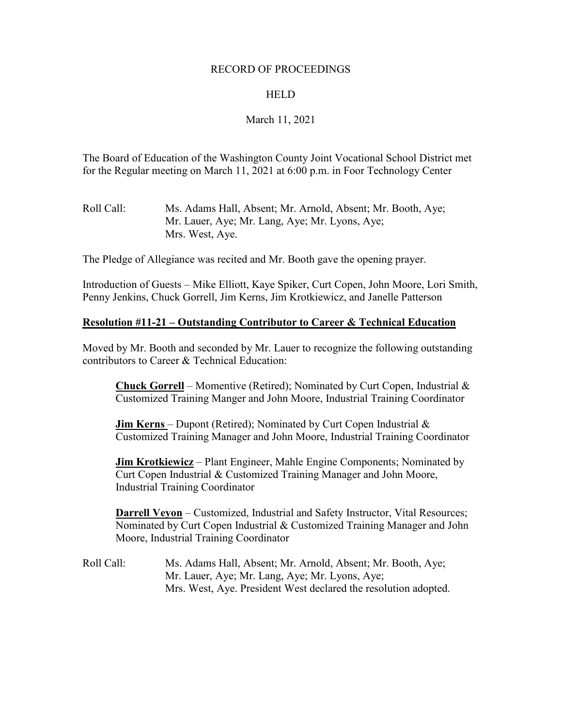RECORD OF PROCEEDINGS

HELD

March 11, 2021

The Board of Education of the Washington County Joint Vocational School District met for the Regular meeting on March 11, 2021 at 6:00 p.m. in Foor Technology Center

Roll Call: Ms. Adams Hall, Absent; Mr. Arnold, Absent; Mr. Booth, Aye; Mr. Lauer, Aye; Mr. Lang, Aye; Mr. Lyons, Aye; Mrs. West, Aye.

The Pledge of Allegiance was recited and Mr. Booth gave the opening prayer.

Introduction of Guests – Mike Elliott, Kaye Spiker, Curt Copen, John Moore, Lori Smith, Penny Jenkins, Chuck Gorrell, Jim Kerns, Jim Krotkiewicz, and Janelle Patterson

**Resolution #11-21 – Outstanding Contributor to Career & Technical Education**

Moved by Mr. Booth and seconded by Mr. Lauer to recognize the following outstanding contributors to Career & Technical Education:

**Chuck Gorrell** – Momentive (Retired); Nominated by Curt Copen, Industrial & Customized Training Manger and John Moore, Industrial Training Coordinator

**Jim Kerns** – Dupont (Retired); Nominated by Curt Copen Industrial & Customized Training Manager and John Moore, Industrial Training Coordinator

**Jim Krotkiewicz** – Plant Engineer, Mahle Engine Components; Nominated by Curt Copen Industrial & Customized Training Manager and John Moore, Industrial Training Coordinator

**Darrell Veyon** – Customized, Industrial and Safety Instructor, Vital Resources; Nominated by Curt Copen Industrial & Customized Training Manager and John Moore, Industrial Training Coordinator

Roll Call: Ms. Adams Hall, Absent; Mr. Arnold, Absent; Mr. Booth, Aye; Mr. Lauer, Aye; Mr. Lang, Aye; Mr. Lyons, Aye; Mrs. West, Aye. President West declared the resolution adopted.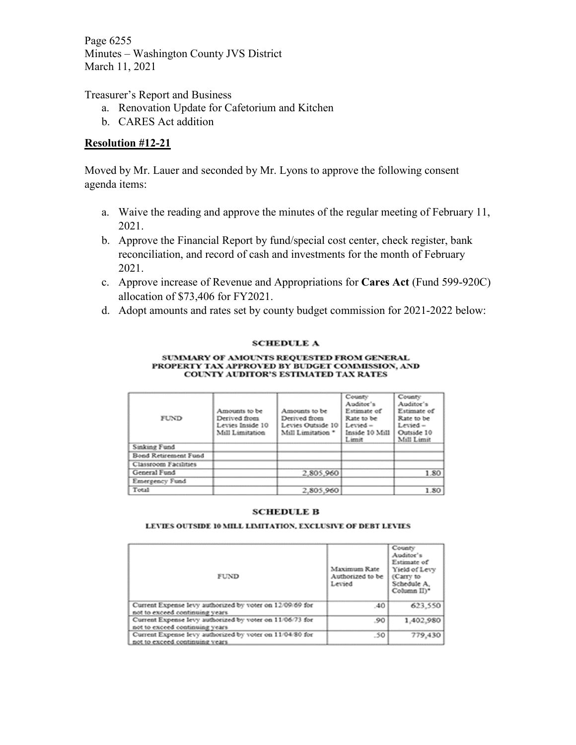Treasurer's Report and Business

a. Renovation Update for Cafetorium and Kitchen
b. CARES Act addition

**Resolution #12-21**

Moved by Mr. Lauer and seconded by Mr. Lyons to approve the following consent agenda items:

a. Waive the reading and approve the minutes of the regular meeting of February 11, 2021.
b. Approve the Financial Report by fund/special cost center, check register, bank reconciliation, and record of cash and investments for the month of February 2021.
c. Approve increase of Revenue and Appropriations for **Cares Act** (Fund 599-920C) allocation of $73,406 for FY2021.
d. Adopt amounts and rates set by county budget commission for 2021-2022 below:

**SCHEDULE A**

**SUMMARY OF AMOUNTS REQUESTED FROM GENERAL PROPERTY TAX APPROVED BY BUDGET COMMISSION, AND COUNTY AUDITOR'S ESTIMATED TAX RATES**

| FUND | Amounts to be Derived from Levies Inside 10 Mill Limitation | Amounts to be Derived from Levies Outside 10 Mill Limitation * | County Auditor's Estimate of Rate to be Levied – Inside 10 Mill Limit | County Auditor's Estimate of Rate to be Levied – Outside 10 Mill Limit |
|---|---|---|---|---|
| Sinking Fund | | | | |
| Bond Retirement Fund | | | | |
| Classroom Facilities | | | | |
| General Fund | | 2,805,960 | | 1.80 |
| Emergency Fund | | | | |
| Total | | 2,805,960 | | 1.80 |

**SCHEDULE B**

**LEVIES OUTSIDE 10 MILL LIMITATION, EXCLUSIVE OF DEBT LEVIES**

| FUND | Maximum Rate Authorized to be Levied | County Auditor's Estimate of Yield of Levy (Carry to Schedule A, Column II)* |
|---|---|---|
| Current Expense levy authorized by voter on 12/09/69 for not to exceed continuing years | .40 | 623,550 |
| Current Expense levy authorized by voter on 11/06/73 for not to exceed continuing years | .90 | 1,402,980 |
| Current Expense levy authorized by voter on 11/04/80 for not to exceed continuing years | .50 | 779,430 |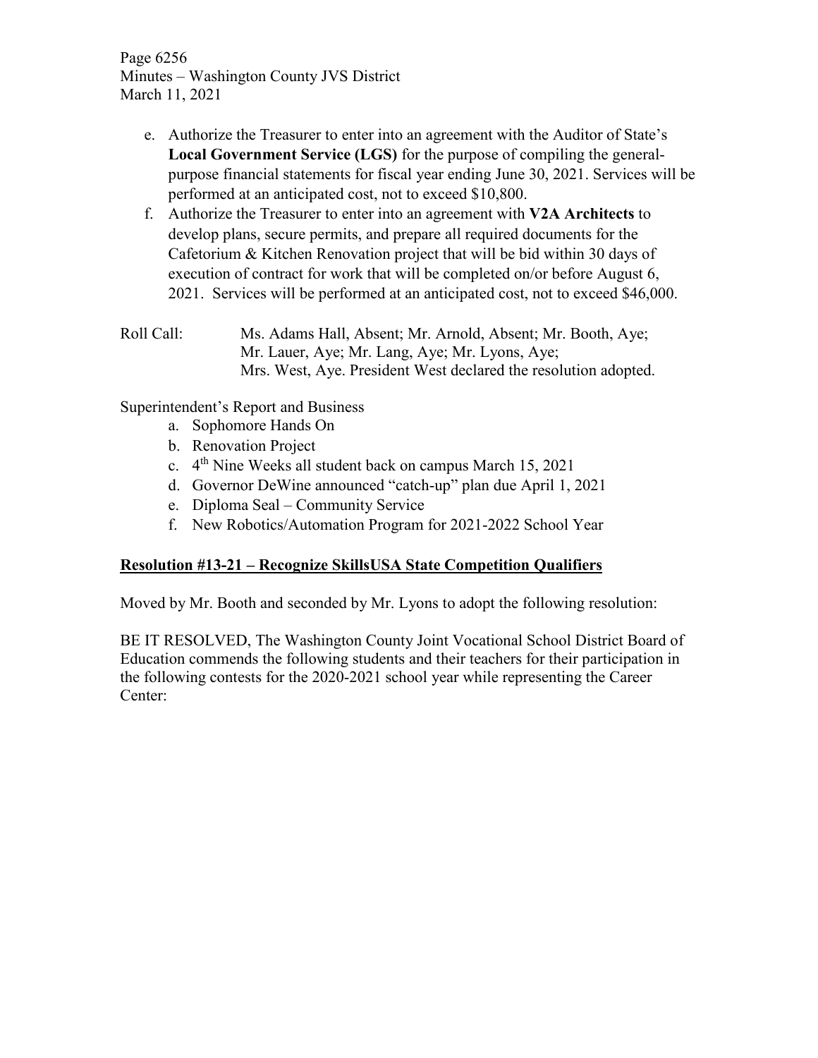e. Authorize the Treasurer to enter into an agreement with the Auditor of State's **Local Government Service (LGS)** for the purpose of compiling the general-purpose financial statements for fiscal year ending June 30, 2021. Services will be performed at an anticipated cost, not to exceed $10,800.

f. Authorize the Treasurer to enter into an agreement with **V2A Architects** to develop plans, secure permits, and prepare all required documents for the Cafetorium & Kitchen Renovation project that will be bid within 30 days of execution of contract for work that will be completed on/or before August 6, 2021. Services will be performed at an anticipated cost, not to exceed $46,000.

Roll Call: Ms. Adams Hall, Absent; Mr. Arnold, Absent; Mr. Booth, Aye; Mr. Lauer, Aye; Mr. Lang, Aye; Mr. Lyons, Aye; Mrs. West, Aye. President West declared the resolution adopted.

Superintendent's Report and Business

a. Sophomore Hands On
b. Renovation Project
c. 4th Nine Weeks all student back on campus March 15, 2021
d. Governor DeWine announced "catch-up" plan due April 1, 2021
e. Diploma Seal – Community Service
f. New Robotics/Automation Program for 2021-2022 School Year

**Resolution #13-21 – Recognize SkillsUSA State Competition Qualifiers**

Moved by Mr. Booth and seconded by Mr. Lyons to adopt the following resolution:

BE IT RESOLVED, The Washington County Joint Vocational School District Board of Education commends the following students and their teachers for their participation in the following contests for the 2020-2021 school year while representing the Career Center: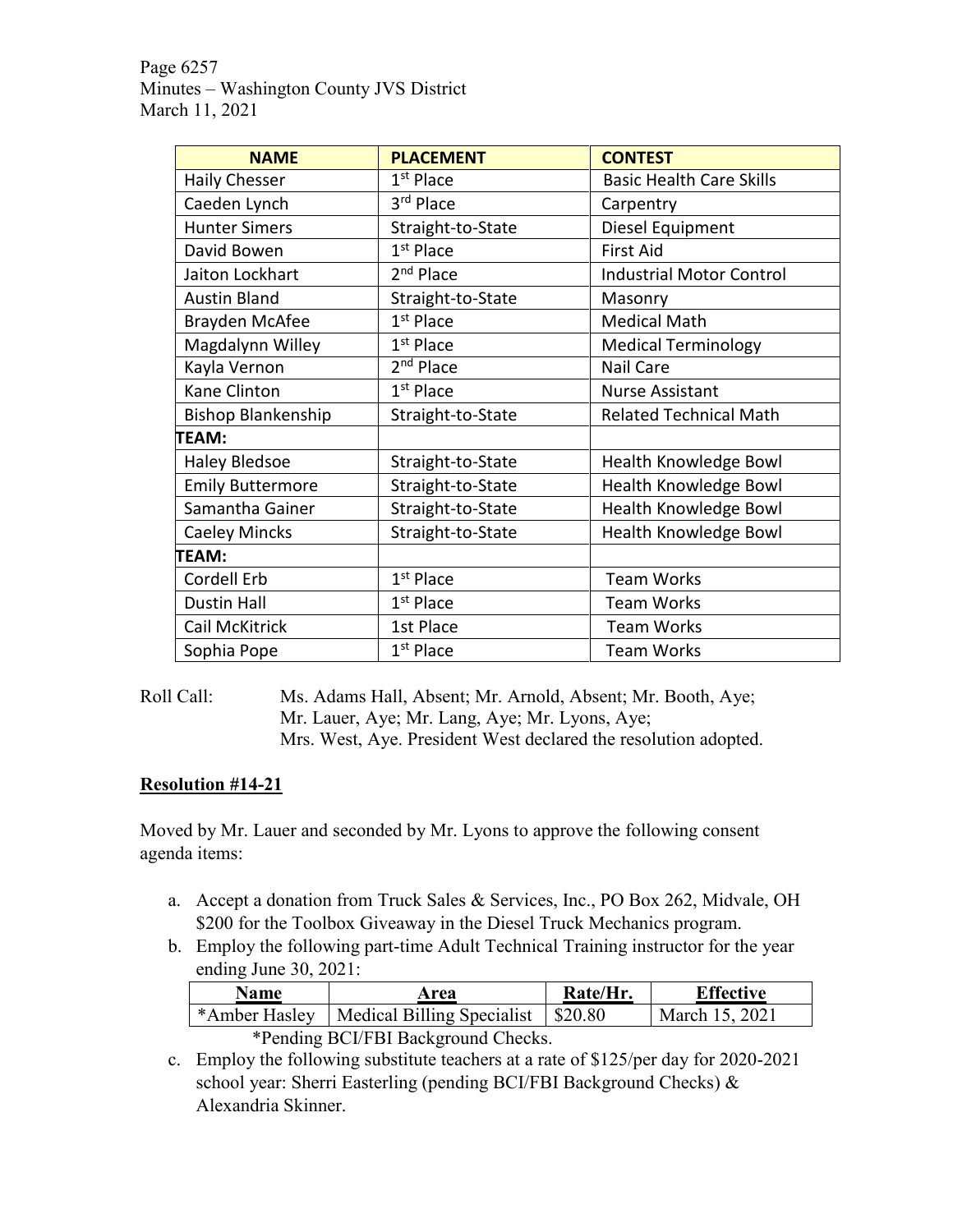| NAME | PLACEMENT | CONTEST |
|---|---|---|
| Haily Chesser | 1st Place | Basic Health Care Skills |
| Caeden Lynch | 3rd Place | Carpentry |
| Hunter Simers | Straight-to-State | Diesel Equipment |
| David Bowen | 1st Place | First Aid |
| Jaiton Lockhart | 2nd Place | Industrial Motor Control |
| Austin Bland | Straight-to-State | Masonry |
| Brayden McAfee | 1st Place | Medical Math |
| Magdalynn Willey | 1st Place | Medical Terminology |
| Kayla Vernon | 2nd Place | Nail Care |
| Kane Clinton | 1st Place | Nurse Assistant |
| Bishop Blankenship | Straight-to-State | Related Technical Math |
| **TEAM:** | | |
| Haley Bledsoe | Straight-to-State | Health Knowledge Bowl |
| Emily Buttermore | Straight-to-State | Health Knowledge Bowl |
| Samantha Gainer | Straight-to-State | Health Knowledge Bowl |
| Caeley Mincks | Straight-to-State | Health Knowledge Bowl |
| **TEAM:** | | |
| Cordell Erb | 1st Place | Team Works |
| Dustin Hall | 1st Place | Team Works |
| Cail McKitrick | 1st Place | Team Works |
| Sophia Pope | 1st Place | Team Works |

Roll Call: Ms. Adams Hall, Absent; Mr. Arnold, Absent; Mr. Booth, Aye; Mr. Lauer, Aye; Mr. Lang, Aye; Mr. Lyons, Aye; Mrs. West, Aye. President West declared the resolution adopted.

**Resolution #14-21**

Moved by Mr. Lauer and seconded by Mr. Lyons to approve the following consent agenda items:

a. Accept a donation from Truck Sales & Services, Inc., PO Box 262, Midvale, OH $200 for the Toolbox Giveaway in the Diesel Truck Mechanics program.
b. Employ the following part-time Adult Technical Training instructor for the year ending June 30, 2021:

| Name | Area | Rate/Hr. | Effective |
|---|---|---|---|
| *Amber Hasley | Medical Billing Specialist | $20.80 | March 15, 2021 |

*Pending BCI/FBI Background Checks.

c. Employ the following substitute teachers at a rate of $125/per day for 2020-2021 school year: Sherri Easterling (pending BCI/FBI Background Checks) & Alexandria Skinner.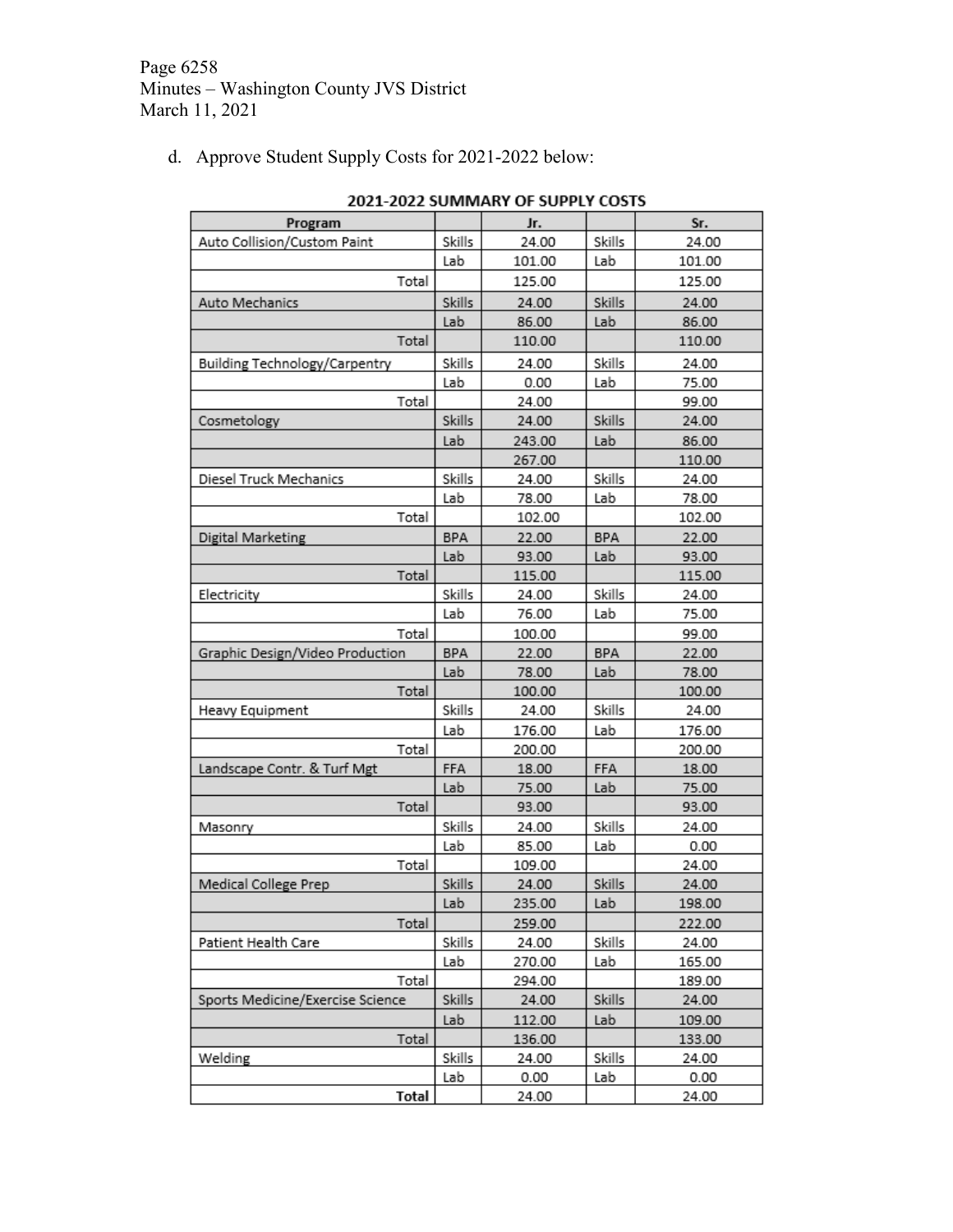d. Approve Student Supply Costs for 2021-2022 below:

**2021-2022 SUMMARY OF SUPPLY COSTS**

| Program | | Jr. | | Sr. |
|---|---|---|---|---|
| Auto Collision/Custom Paint | Skills | 24.00 | Skills | 24.00 |
| | Lab | 101.00 | Lab | 101.00 |
| Total | | 125.00 | | 125.00 |
| Auto Mechanics | Skills | 24.00 | Skills | 24.00 |
| | Lab | 86.00 | Lab | 86.00 |
| Total | | 110.00 | | 110.00 |
| Building Technology/Carpentry | Skills | 24.00 | Skills | 24.00 |
| | Lab | 0.00 | Lab | 75.00 |
| Total | | 24.00 | | 99.00 |
| Cosmetology | Skills | 24.00 | Skills | 24.00 |
| | Lab | 243.00 | Lab | 86.00 |
| | | 267.00 | | 110.00 |
| Diesel Truck Mechanics | Skills | 24.00 | Skills | 24.00 |
| | Lab | 78.00 | Lab | 78.00 |
| Total | | 102.00 | | 102.00 |
| Digital Marketing | BPA | 22.00 | BPA | 22.00 |
| | Lab | 93.00 | Lab | 93.00 |
| Total | | 115.00 | | 115.00 |
| Electricity | Skills | 24.00 | Skills | 24.00 |
| | Lab | 76.00 | Lab | 75.00 |
| Total | | 100.00 | | 99.00 |
| Graphic Design/Video Production | BPA | 22.00 | BPA | 22.00 |
| | Lab | 78.00 | Lab | 78.00 |
| Total | | 100.00 | | 100.00 |
| Heavy Equipment | Skills | 24.00 | Skills | 24.00 |
| | Lab | 176.00 | Lab | 176.00 |
| Total | | 200.00 | | 200.00 |
| Landscape Contr. & Turf Mgt | FFA | 18.00 | FFA | 18.00 |
| | Lab | 75.00 | Lab | 75.00 |
| Total | | 93.00 | | 93.00 |
| Masonry | Skills | 24.00 | Skills | 24.00 |
| | Lab | 85.00 | Lab | 0.00 |
| Total | | 109.00 | | 24.00 |
| Medical College Prep | Skills | 24.00 | Skills | 24.00 |
| | Lab | 235.00 | Lab | 198.00 |
| Total | | 259.00 | | 222.00 |
| Patient Health Care | Skills | 24.00 | Skills | 24.00 |
| | Lab | 270.00 | Lab | 165.00 |
| Total | | 294.00 | | 189.00 |
| Sports Medicine/Exercise Science | Skills | 24.00 | Skills | 24.00 |
| | Lab | 112.00 | Lab | 109.00 |
| Total | | 136.00 | | 133.00 |
| Welding | Skills | 24.00 | Skills | 24.00 |
| | Lab | 0.00 | Lab | 0.00 |
| **Total** | | 24.00 | | 24.00 |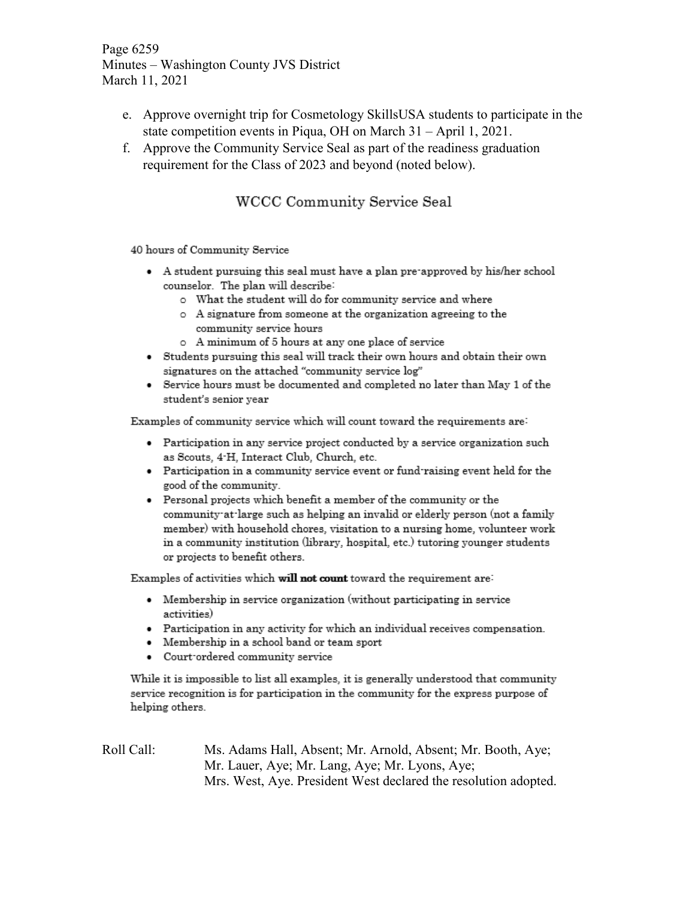e. Approve overnight trip for Cosmetology SkillsUSA students to participate in the state competition events in Piqua, OH on March 31 – April 1, 2021.

f. Approve the Community Service Seal as part of the readiness graduation requirement for the Class of 2023 and beyond (noted below).

## WCCC Community Service Seal

40 hours of Community Service

- A student pursuing this seal must have a plan pre-approved by his/her school counselor. The plan will describe:
  - What the student will do for community service and where
  - A signature from someone at the organization agreeing to the community service hours
  - A minimum of 5 hours at any one place of service
- Students pursuing this seal will track their own hours and obtain their own signatures on the attached "community service log"
- Service hours must be documented and completed no later than May 1 of the student's senior year

Examples of community service which will count toward the requirements are:

- Participation in any service project conducted by a service organization such as Scouts, 4-H, Interact Club, Church, etc.
- Participation in a community service event or fund-raising event held for the good of the community.
- Personal projects which benefit a member of the community or the community-at-large such as helping an invalid or elderly person (not a family member) with household chores, visitation to a nursing home, volunteer work in a community institution (library, hospital, etc.) tutoring younger students or projects to benefit others.

Examples of activities which **will not count** toward the requirement are:

- Membership in service organization (without participating in service activities)
- Participation in any activity for which an individual receives compensation.
- Membership in a school band or team sport
- Court-ordered community service

While it is impossible to list all examples, it is generally understood that community service recognition is for participation in the community for the express purpose of helping others.

Roll Call: Ms. Adams Hall, Absent; Mr. Arnold, Absent; Mr. Booth, Aye; Mr. Lauer, Aye; Mr. Lang, Aye; Mr. Lyons, Aye; Mrs. West, Aye. President West declared the resolution adopted.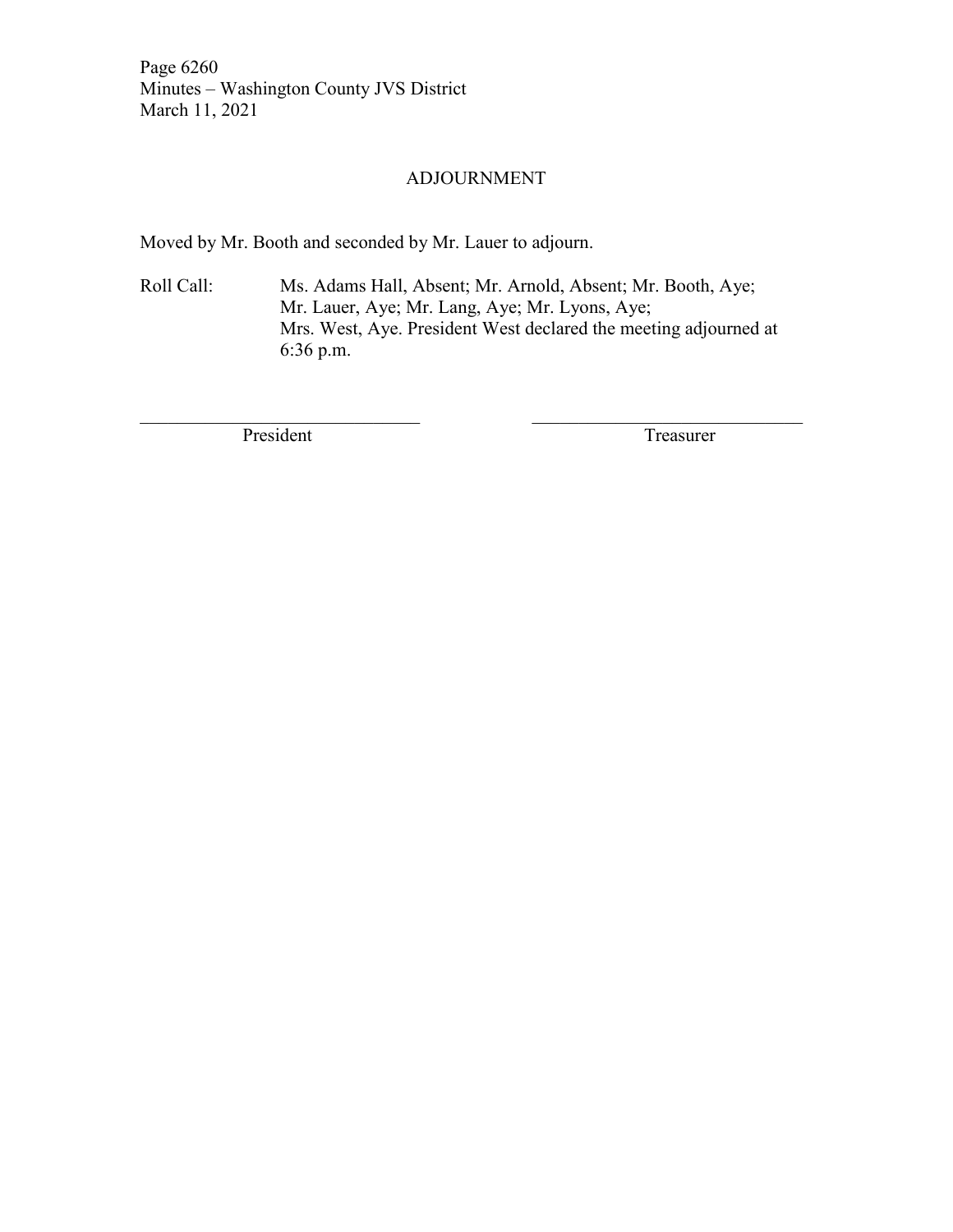## ADJOURNMENT

Moved by Mr. Booth and seconded by Mr. Lauer to adjourn.

Roll Call: Ms. Adams Hall, Absent; Mr. Arnold, Absent; Mr. Booth, Aye; Mr. Lauer, Aye; Mr. Lang, Aye; Mr. Lyons, Aye; Mrs. West, Aye. President West declared the meeting adjourned at 6:36 p.m.

\_\_\_\_\_\_\_\_\_\_\_\_\_\_\_\_\_\_\_\_\_\_\_\_\_\_\_\_\_\_ President

\_\_\_\_\_\_\_\_\_\_\_\_\_\_\_\_\_\_\_\_\_\_\_\_\_\_\_\_\_\_ Treasurer